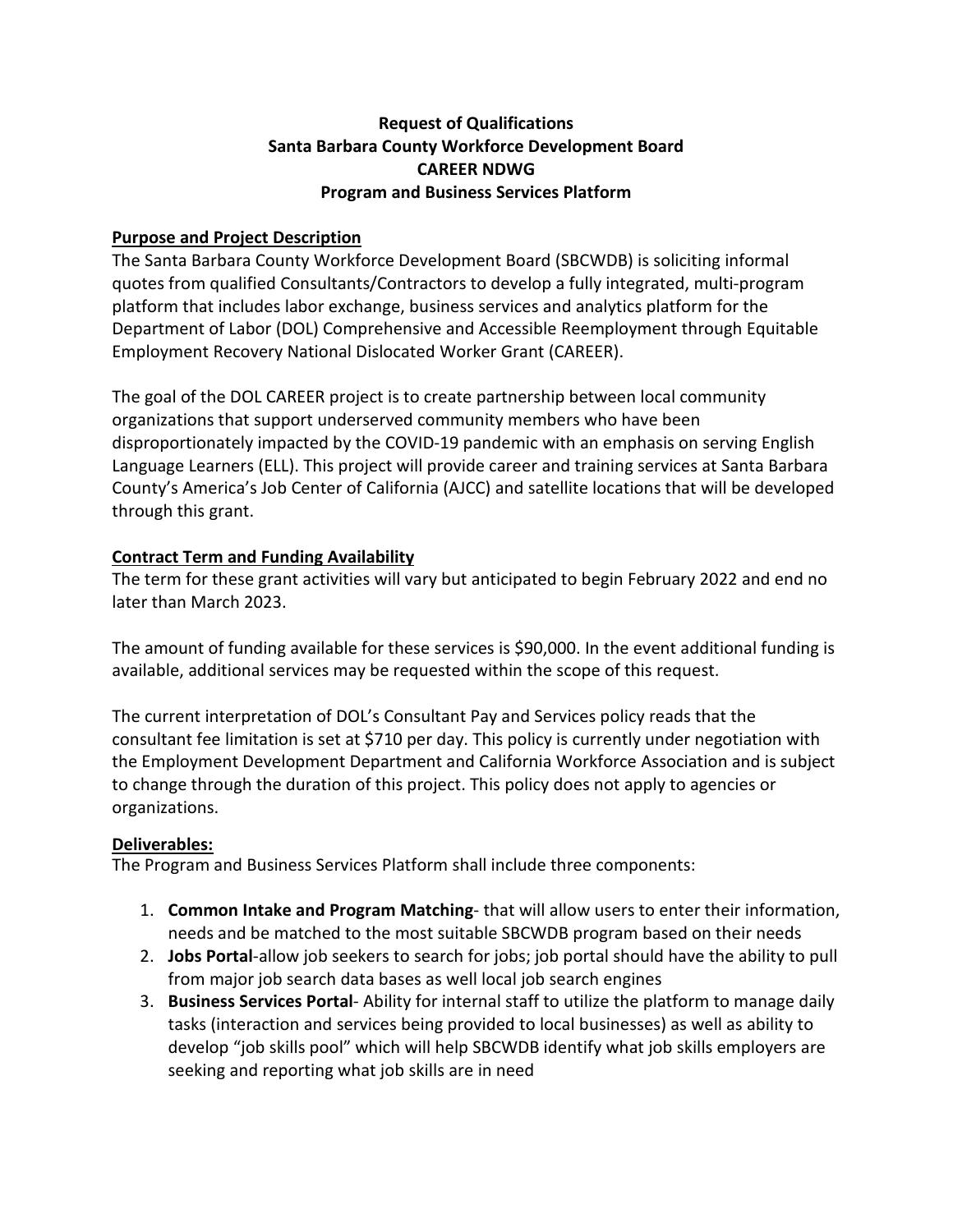# Request of Qualifications
# Santa Barbara County Workforce Development Board
# CAREER NDWG
# Program and Business Services Platform

## Purpose and Project Description

The Santa Barbara County Workforce Development Board (SBCWDB) is soliciting informal quotes from qualified Consultants/Contractors to develop a fully integrated, multi-program platform that includes labor exchange, business services and analytics platform for the Department of Labor (DOL) Comprehensive and Accessible Reemployment through Equitable Employment Recovery National Dislocated Worker Grant (CAREER).

The goal of the DOL CAREER project is to create partnership between local community organizations that support underserved community members who have been disproportionately impacted by the COVID-19 pandemic with an emphasis on serving English Language Learners (ELL). This project will provide career and training services at Santa Barbara County's America's Job Center of California (AJCC) and satellite locations that will be developed through this grant.

## Contract Term and Funding Availability

The term for these grant activities will vary but anticipated to begin February 2022 and end no later than March 2023.

The amount of funding available for these services is $90,000. In the event additional funding is available, additional services may be requested within the scope of this request.

The current interpretation of DOL's Consultant Pay and Services policy reads that the consultant fee limitation is set at $710 per day. This policy is currently under negotiation with the Employment Development Department and California Workforce Association and is subject to change through the duration of this project. This policy does not apply to agencies or organizations.

## Deliverables:

The Program and Business Services Platform shall include three components:

1. **Common Intake and Program Matching**- that will allow users to enter their information, needs and be matched to the most suitable SBCWDB program based on their needs
2. **Jobs Portal**-allow job seekers to search for jobs; job portal should have the ability to pull from major job search data bases as well local job search engines
3. **Business Services Portal**- Ability for internal staff to utilize the platform to manage daily tasks (interaction and services being provided to local businesses) as well as ability to develop "job skills pool" which will help SBCWDB identify what job skills employers are seeking and reporting what job skills are in need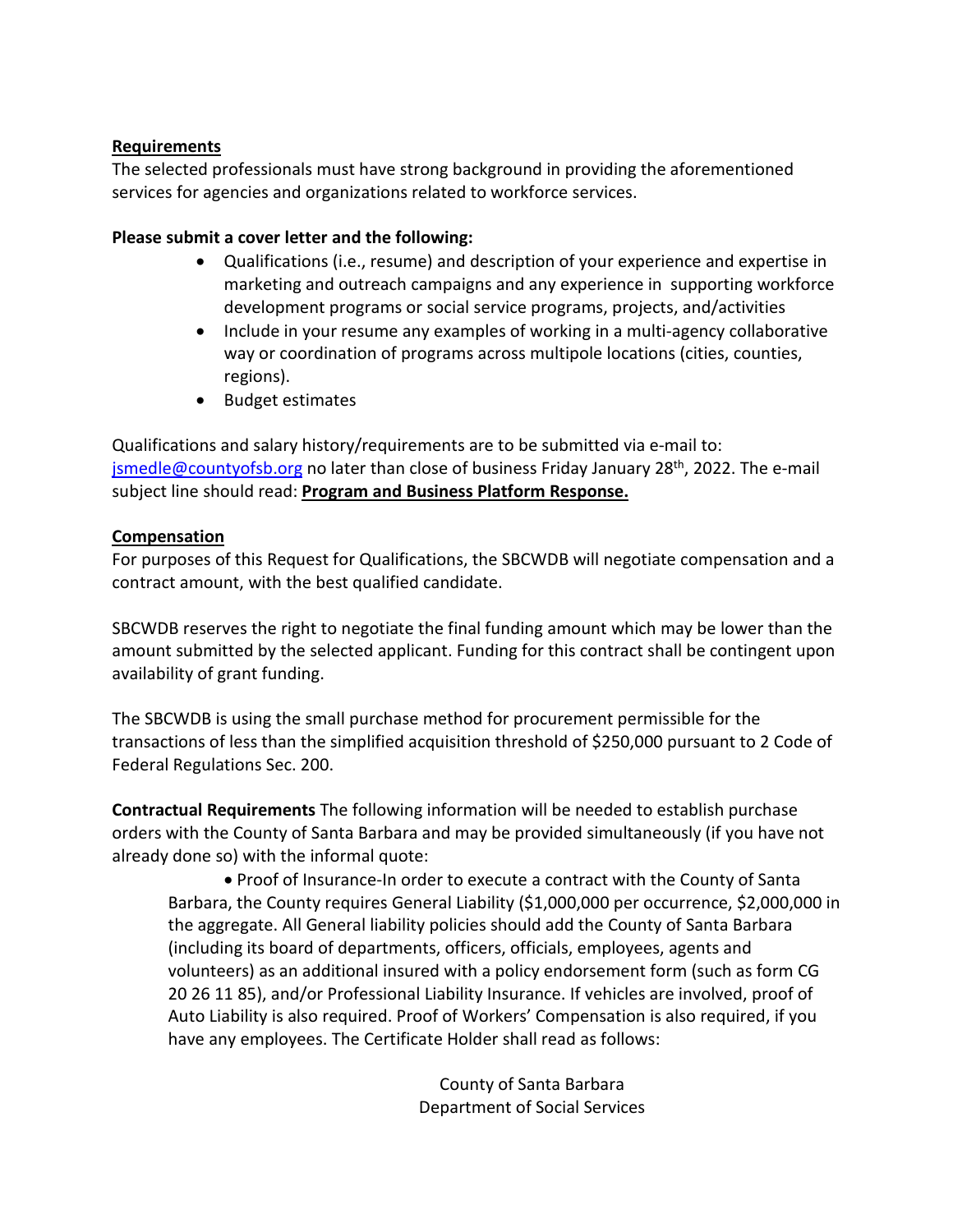**Requirements**

The selected professionals must have strong background in providing the aforementioned services for agencies and organizations related to workforce services.

**Please submit a cover letter and the following:**

- Qualifications (i.e., resume) and description of your experience and expertise in marketing and outreach campaigns and any experience in supporting workforce development programs or social service programs, projects, and/activities
- Include in your resume any examples of working in a multi-agency collaborative way or coordination of programs across multipole locations (cities, counties, regions).
- Budget estimates

Qualifications and salary history/requirements are to be submitted via e-mail to: jsmedle@countyofsb.org no later than close of business Friday January 28th, 2022. The e-mail subject line should read: **Program and Business Platform Response.**

**Compensation**

For purposes of this Request for Qualifications, the SBCWDB will negotiate compensation and a contract amount, with the best qualified candidate.

SBCWDB reserves the right to negotiate the final funding amount which may be lower than the amount submitted by the selected applicant. Funding for this contract shall be contingent upon availability of grant funding.

The SBCWDB is using the small purchase method for procurement permissible for the transactions of less than the simplified acquisition threshold of $250,000 pursuant to 2 Code of Federal Regulations Sec. 200.

**Contractual Requirements** The following information will be needed to establish purchase orders with the County of Santa Barbara and may be provided simultaneously (if you have not already done so) with the informal quote:

- Proof of Insurance-In order to execute a contract with the County of Santa Barbara, the County requires General Liability ($1,000,000 per occurrence, $2,000,000 in the aggregate. All General liability policies should add the County of Santa Barbara (including its board of departments, officers, officials, employees, agents and volunteers) as an additional insured with a policy endorsement form (such as form CG 20 26 11 85), and/or Professional Liability Insurance. If vehicles are involved, proof of Auto Liability is also required. Proof of Workers' Compensation is also required, if you have any employees. The Certificate Holder shall read as follows:

County of Santa Barbara
Department of Social Services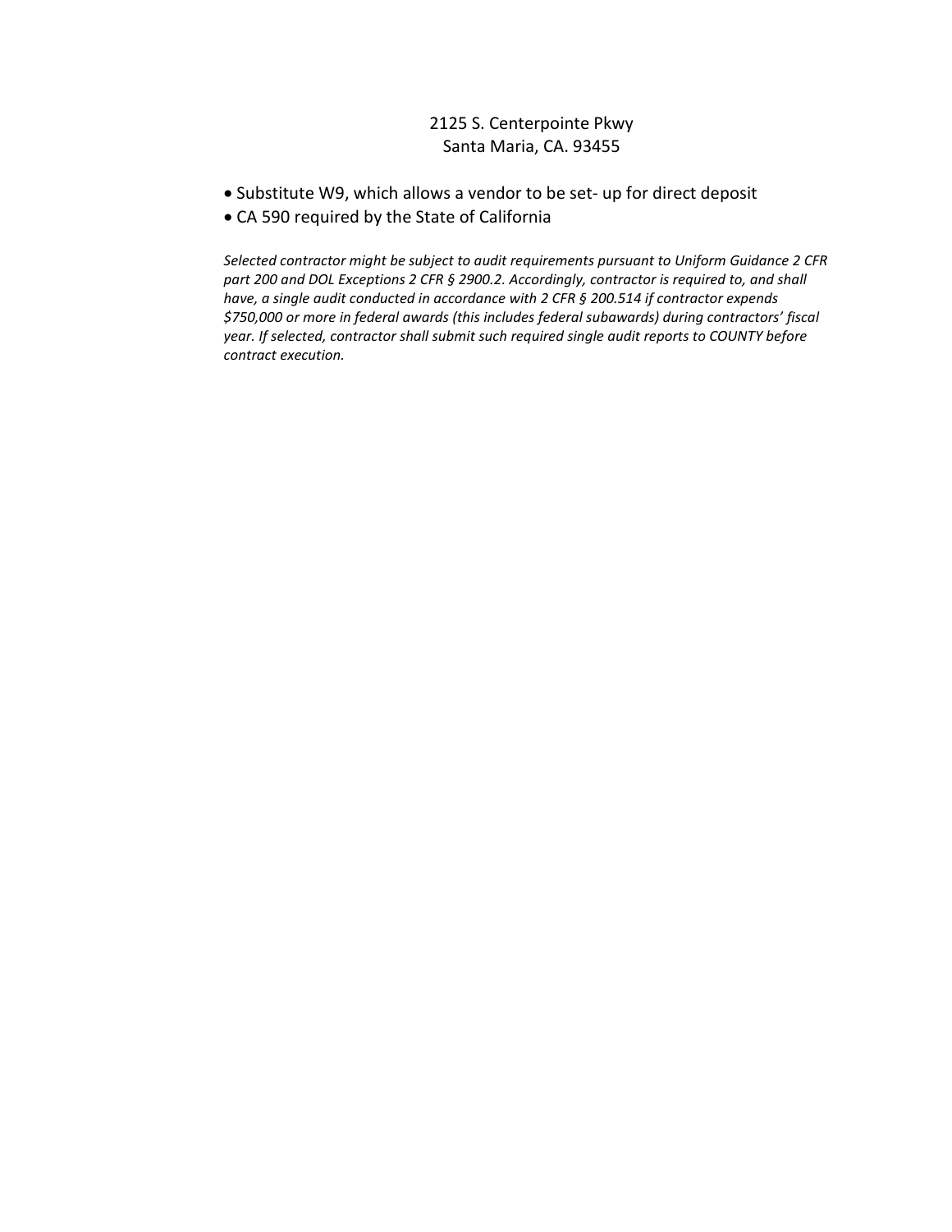2125 S. Centerpointe Pkwy
Santa Maria, CA. 93455

- Substitute W9, which allows a vendor to be set- up for direct deposit
- CA 590 required by the State of California

*Selected contractor might be subject to audit requirements pursuant to Uniform Guidance 2 CFR part 200 and DOL Exceptions 2 CFR § 2900.2. Accordingly, contractor is required to, and shall have, a single audit conducted in accordance with 2 CFR § 200.514 if contractor expends $750,000 or more in federal awards (this includes federal subawards) during contractors' fiscal year. If selected, contractor shall submit such required single audit reports to COUNTY before contract execution.*